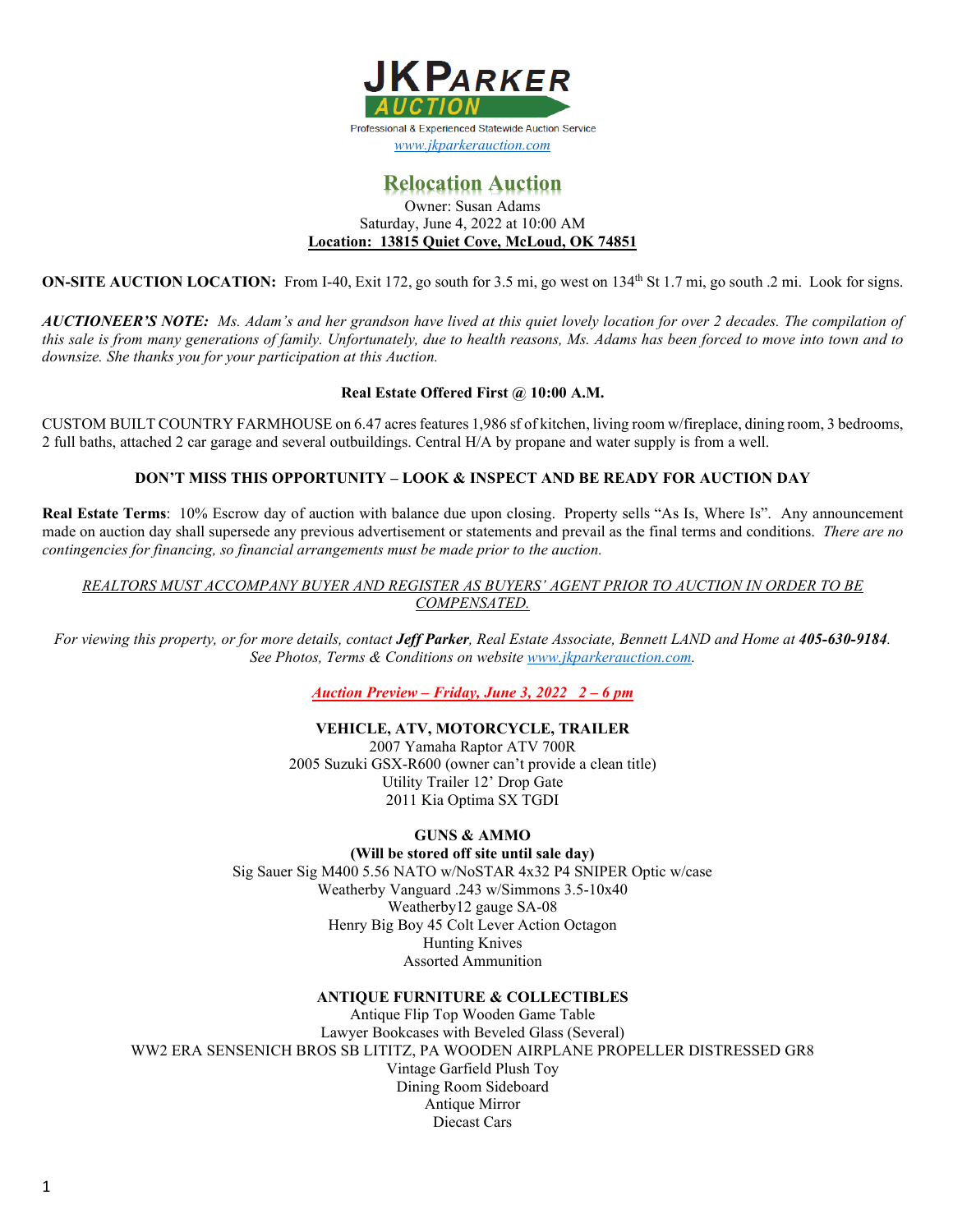# JKParker AUCTION

Professional & Experienced Statewide Auction Service

www.jkparkerauction.com

## Relocation Auction

Owner: Susan Adams

Saturday, June 4, 2022 at 10:00 AM

**Location: 13815 Quiet Cove, McLoud, OK 74851**

**ON-SITE AUCTION LOCATION:** From I-40, Exit 172, go south for 3.5 mi, go west on 134th St 1.7 mi, go south .2 mi. Look for signs.

***AUCTIONEER'S NOTE:*** *Ms. Adam's and her grandson have lived at this quiet lovely location for over 2 decades. The compilation of this sale is from many generations of family. Unfortunately, due to health reasons, Ms. Adams has been forced to move into town and to downsize. She thanks you for your participation at this Auction.*

**Real Estate Offered First @ 10:00 A.M.**

CUSTOM BUILT COUNTRY FARMHOUSE on 6.47 acres features 1,986 sf of kitchen, living room w/fireplace, dining room, 3 bedrooms, 2 full baths, attached 2 car garage and several outbuildings. Central H/A by propane and water supply is from a well.

**DON'T MISS THIS OPPORTUNITY – LOOK & INSPECT AND BE READY FOR AUCTION DAY**

**Real Estate Terms**: 10% Escrow day of auction with balance due upon closing. Property sells "As Is, Where Is". Any announcement made on auction day shall supersede any previous advertisement or statements and prevail as the final terms and conditions. *There are no contingencies for financing, so financial arrangements must be made prior to the auction.*

*REALTORS MUST ACCOMPANY BUYER AND REGISTER AS BUYERS' AGENT PRIOR TO AUCTION IN ORDER TO BE COMPENSATED.*

*For viewing this property, or for more details, contact **Jeff Parker**, Real Estate Associate, Bennett LAND and Home at **405-630-9184**. See Photos, Terms & Conditions on website www.jkparkerauction.com.*

***Auction Preview – Friday, June 3, 2022 2 – 6 pm***

**VEHICLE, ATV, MOTORCYCLE, TRAILER**

2007 Yamaha Raptor ATV 700R

2005 Suzuki GSX-R600 (owner can't provide a clean title)

Utility Trailer 12' Drop Gate

2011 Kia Optima SX TGDI

**GUNS & AMMO**

**(Will be stored off site until sale day)**

Sig Sauer Sig M400 5.56 NATO w/NoSTAR 4x32 P4 SNIPER Optic w/case

Weatherby Vanguard .243 w/Simmons 3.5-10x40

Weatherby12 gauge SA-08

Henry Big Boy 45 Colt Lever Action Octagon

Hunting Knives

Assorted Ammunition

**ANTIQUE FURNITURE & COLLECTIBLES**

Antique Flip Top Wooden Game Table

Lawyer Bookcases with Beveled Glass (Several)

WW2 ERA SENSENICH BROS SB LITITZ, PA WOODEN AIRPLANE PROPELLER DISTRESSED GR8

Vintage Garfield Plush Toy

Dining Room Sideboard

Antique Mirror

Diecast Cars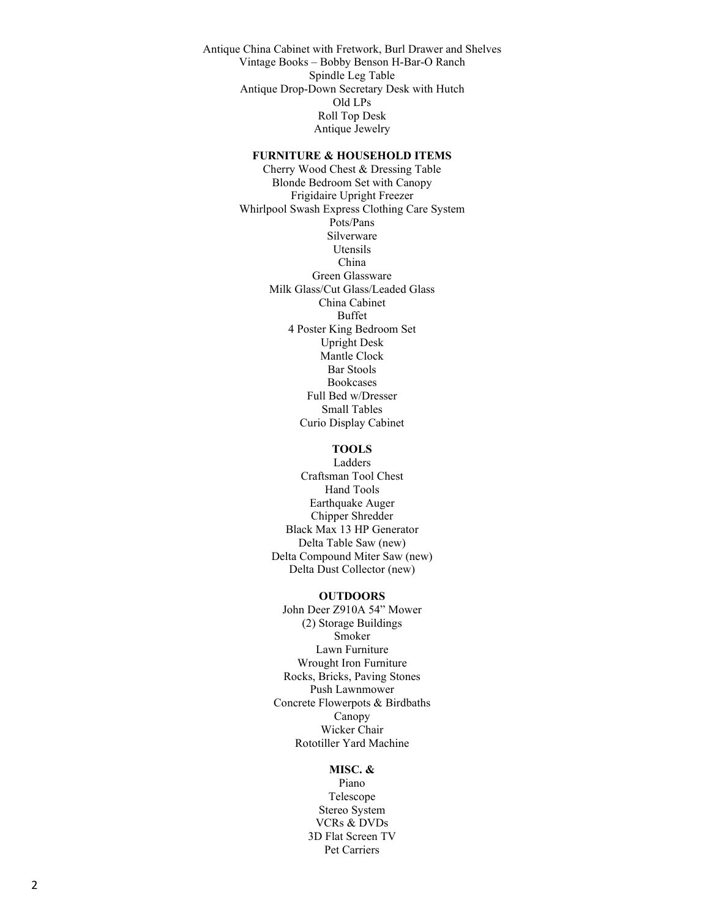Antique China Cabinet with Fretwork, Burl Drawer and Shelves
Vintage Books – Bobby Benson H-Bar-O Ranch
Spindle Leg Table
Antique Drop-Down Secretary Desk with Hutch
Old LPs
Roll Top Desk
Antique Jewelry

**FURNITURE & HOUSEHOLD ITEMS**

Cherry Wood Chest & Dressing Table
Blonde Bedroom Set with Canopy
Frigidaire Upright Freezer
Whirlpool Swash Express Clothing Care System
Pots/Pans
Silverware
Utensils
China
Green Glassware
Milk Glass/Cut Glass/Leaded Glass
China Cabinet
Buffet
4 Poster King Bedroom Set
Upright Desk
Mantle Clock
Bar Stools
Bookcases
Full Bed w/Dresser
Small Tables
Curio Display Cabinet

**TOOLS**

Ladders
Craftsman Tool Chest
Hand Tools
Earthquake Auger
Chipper Shredder
Black Max 13 HP Generator
Delta Table Saw (new)
Delta Compound Miter Saw (new)
Delta Dust Collector (new)

**OUTDOORS**

John Deer Z910A 54" Mower
(2) Storage Buildings
Smoker
Lawn Furniture
Wrought Iron Furniture
Rocks, Bricks, Paving Stones
Push Lawnmower
Concrete Flowerpots & Birdbaths
Canopy
Wicker Chair
Rototiller Yard Machine

**MISC. &**

Piano
Telescope
Stereo System
VCRs & DVDs
3D Flat Screen TV
Pet Carriers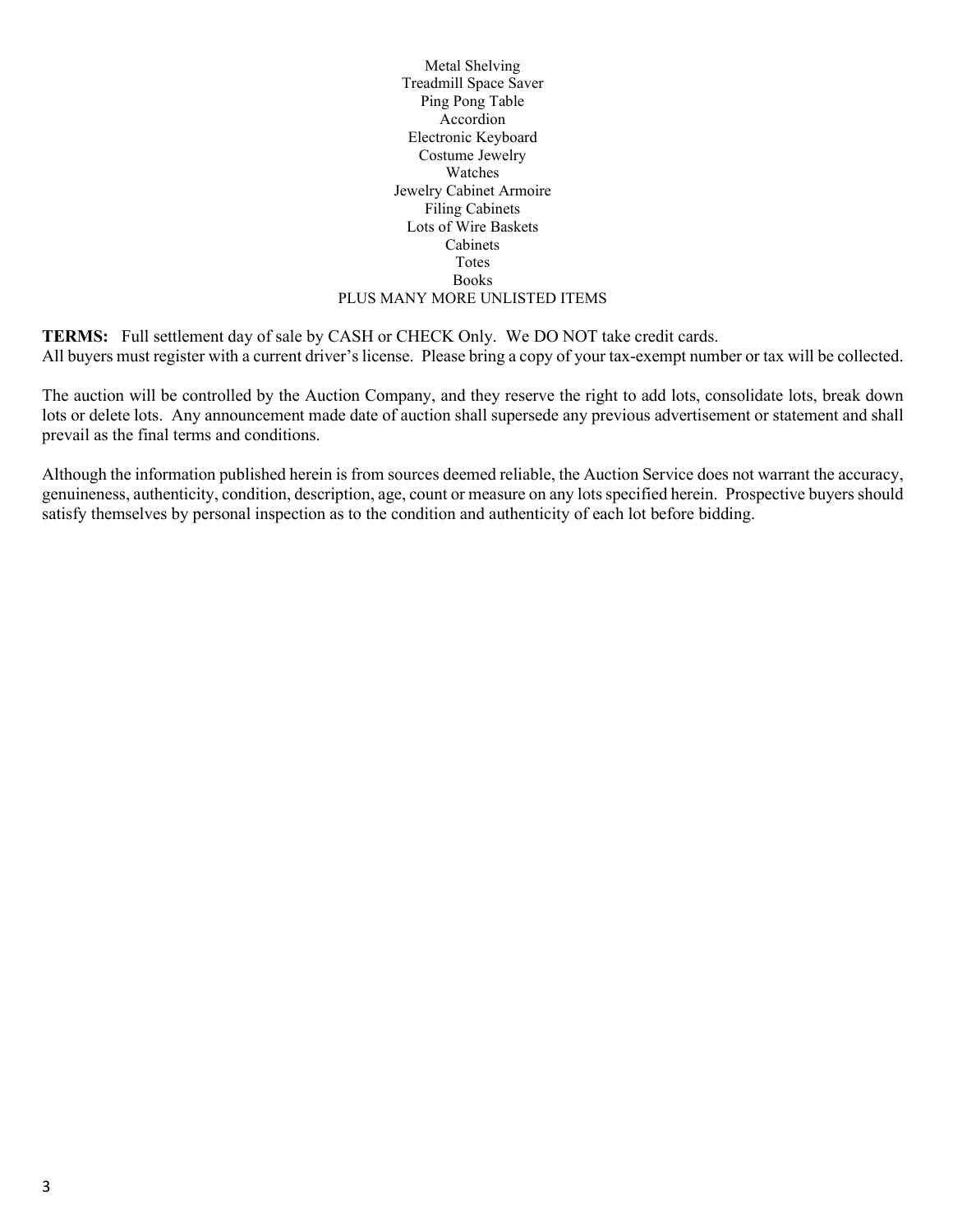Metal Shelving
Treadmill Space Saver
Ping Pong Table
Accordion
Electronic Keyboard
Costume Jewelry
Watches
Jewelry Cabinet Armoire
Filing Cabinets
Lots of Wire Baskets
Cabinets
Totes
Books
PLUS MANY MORE UNLISTED ITEMS

**TERMS:** Full settlement day of sale by CASH or CHECK Only. We DO NOT take credit cards.
All buyers must register with a current driver's license. Please bring a copy of your tax-exempt number or tax will be collected.

The auction will be controlled by the Auction Company, and they reserve the right to add lots, consolidate lots, break down lots or delete lots. Any announcement made date of auction shall supersede any previous advertisement or statement and shall prevail as the final terms and conditions.

Although the information published herein is from sources deemed reliable, the Auction Service does not warrant the accuracy, genuineness, authenticity, condition, description, age, count or measure on any lots specified herein. Prospective buyers should satisfy themselves by personal inspection as to the condition and authenticity of each lot before bidding.